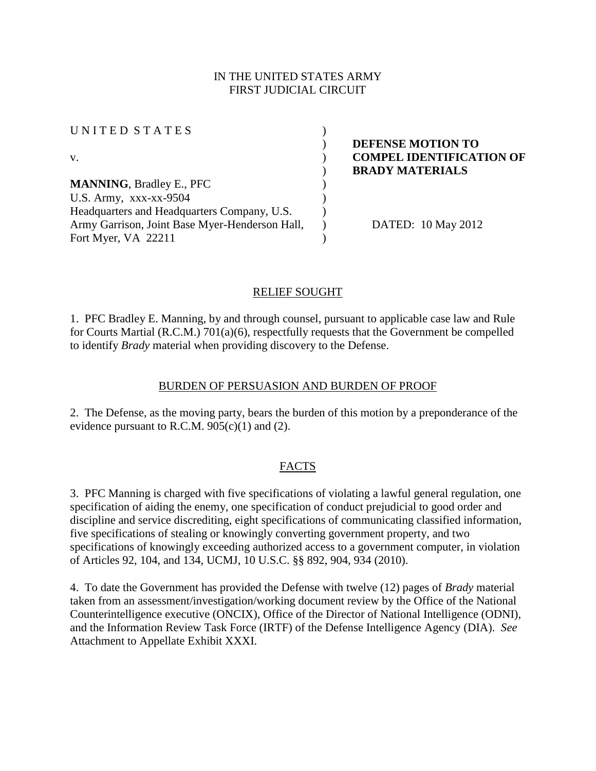IN THE UNITED STATES ARMY
FIRST JUDICIAL CIRCUIT

| | | |
|---|---|---|
| UNITED STATES | ) | |
| | ) | **DEFENSE MOTION TO** |
| v. | ) | **COMPEL IDENTIFICATION OF** |
| | ) | **BRADY MATERIALS** |
| **MANNING**, Bradley E., PFC | ) | |
| U.S. Army, xxx-xx-9504 | ) | |
| Headquarters and Headquarters Company, U.S. | ) | |
| Army Garrison, Joint Base Myer-Henderson Hall, | ) | DATED: 10 May 2012 |
| Fort Myer, VA 22211 | ) | |

## RELIEF SOUGHT

1. PFC Bradley E. Manning, by and through counsel, pursuant to applicable case law and Rule for Courts Martial (R.C.M.) 701(a)(6), respectfully requests that the Government be compelled to identify *Brady* material when providing discovery to the Defense.

## BURDEN OF PERSUASION AND BURDEN OF PROOF

2. The Defense, as the moving party, bears the burden of this motion by a preponderance of the evidence pursuant to R.C.M. 905(c)(1) and (2).

## FACTS

3. PFC Manning is charged with five specifications of violating a lawful general regulation, one specification of aiding the enemy, one specification of conduct prejudicial to good order and discipline and service discrediting, eight specifications of communicating classified information, five specifications of stealing or knowingly converting government property, and two specifications of knowingly exceeding authorized access to a government computer, in violation of Articles 92, 104, and 134, UCMJ, 10 U.S.C. §§ 892, 904, 934 (2010).

4. To date the Government has provided the Defense with twelve (12) pages of *Brady* material taken from an assessment/investigation/working document review by the Office of the National Counterintelligence executive (ONCIX), Office of the Director of National Intelligence (ODNI), and the Information Review Task Force (IRTF) of the Defense Intelligence Agency (DIA). *See* Attachment to Appellate Exhibit XXXI.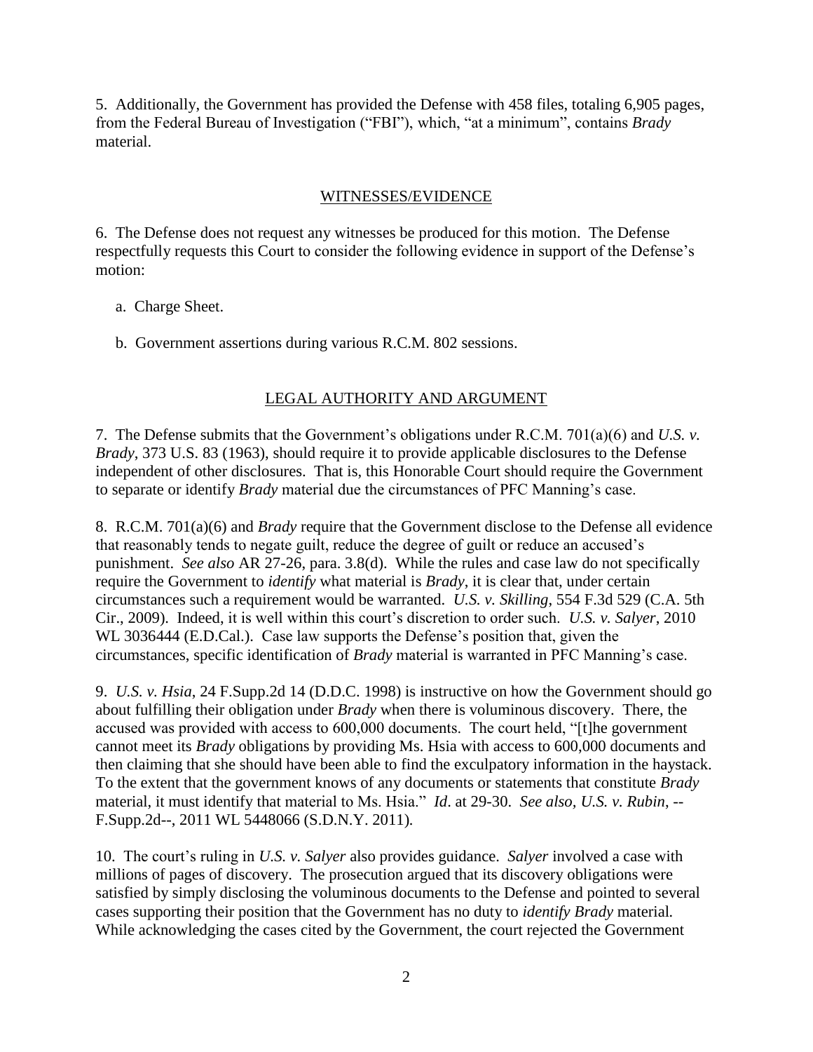5. Additionally, the Government has provided the Defense with 458 files, totaling 6,905 pages, from the Federal Bureau of Investigation ("FBI"), which, "at a minimum", contains *Brady* material.

## WITNESSES/EVIDENCE

6. The Defense does not request any witnesses be produced for this motion. The Defense respectfully requests this Court to consider the following evidence in support of the Defense's motion:

a. Charge Sheet.

b. Government assertions during various R.C.M. 802 sessions.

## LEGAL AUTHORITY AND ARGUMENT

7. The Defense submits that the Government's obligations under R.C.M. 701(a)(6) and *U.S. v. Brady*, 373 U.S. 83 (1963), should require it to provide applicable disclosures to the Defense independent of other disclosures. That is, this Honorable Court should require the Government to separate or identify *Brady* material due the circumstances of PFC Manning's case.

8. R.C.M. 701(a)(6) and *Brady* require that the Government disclose to the Defense all evidence that reasonably tends to negate guilt, reduce the degree of guilt or reduce an accused's punishment. *See also* AR 27-26, para. 3.8(d). While the rules and case law do not specifically require the Government to *identify* what material is *Brady*, it is clear that, under certain circumstances such a requirement would be warranted. *U.S. v. Skilling*, 554 F.3d 529 (C.A. 5th Cir., 2009). Indeed, it is well within this court's discretion to order such. *U.S. v. Salyer*, 2010 WL 3036444 (E.D.Cal.). Case law supports the Defense's position that, given the circumstances, specific identification of *Brady* material is warranted in PFC Manning's case.

9. *U.S. v. Hsia*, 24 F.Supp.2d 14 (D.D.C. 1998) is instructive on how the Government should go about fulfilling their obligation under *Brady* when there is voluminous discovery. There, the accused was provided with access to 600,000 documents. The court held, "[t]he government cannot meet its *Brady* obligations by providing Ms. Hsia with access to 600,000 documents and then claiming that she should have been able to find the exculpatory information in the haystack. To the extent that the government knows of any documents or statements that constitute *Brady* material, it must identify that material to Ms. Hsia." *Id*. at 29-30. *See also, U.S. v. Rubin*, --F.Supp.2d--, 2011 WL 5448066 (S.D.N.Y. 2011).

10. The court's ruling in *U.S. v. Salyer* also provides guidance. *Salyer* involved a case with millions of pages of discovery. The prosecution argued that its discovery obligations were satisfied by simply disclosing the voluminous documents to the Defense and pointed to several cases supporting their position that the Government has no duty to *identify Brady* material. While acknowledging the cases cited by the Government, the court rejected the Government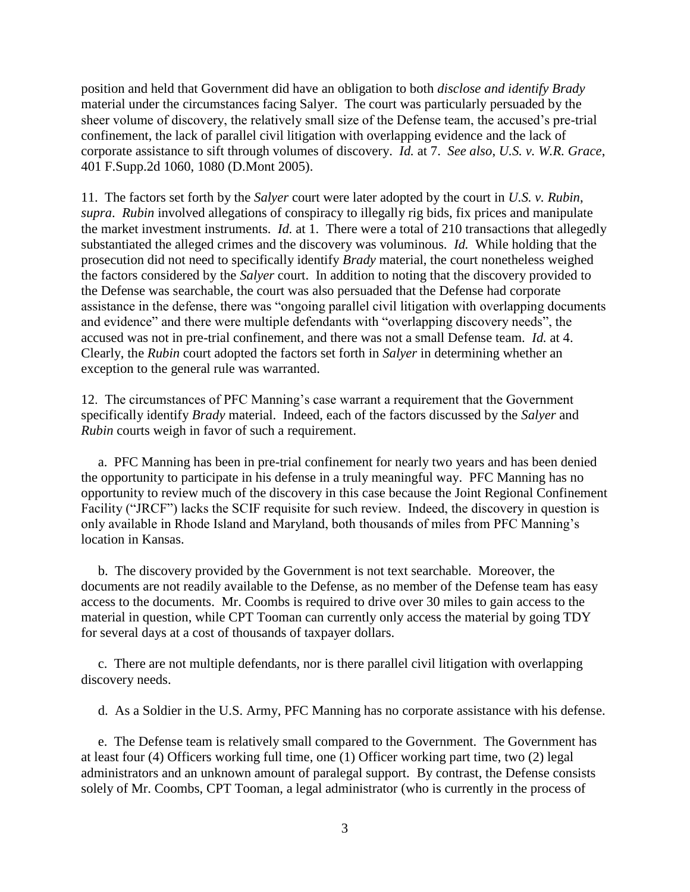position and held that Government did have an obligation to both *disclose and identify Brady* material under the circumstances facing Salyer. The court was particularly persuaded by the sheer volume of discovery, the relatively small size of the Defense team, the accused's pre-trial confinement, the lack of parallel civil litigation with overlapping evidence and the lack of corporate assistance to sift through volumes of discovery. *Id.* at 7. *See also*, *U.S. v. W.R. Grace*, 401 F.Supp.2d 1060, 1080 (D.Mont 2005).

11. The factors set forth by the *Salyer* court were later adopted by the court in *U.S. v. Rubin*, *supra*. *Rubin* involved allegations of conspiracy to illegally rig bids, fix prices and manipulate the market investment instruments. *Id.* at 1. There were a total of 210 transactions that allegedly substantiated the alleged crimes and the discovery was voluminous. *Id.* While holding that the prosecution did not need to specifically identify *Brady* material, the court nonetheless weighed the factors considered by the *Salyer* court. In addition to noting that the discovery provided to the Defense was searchable, the court was also persuaded that the Defense had corporate assistance in the defense, there was "ongoing parallel civil litigation with overlapping documents and evidence" and there were multiple defendants with "overlapping discovery needs", the accused was not in pre-trial confinement, and there was not a small Defense team. *Id.* at 4. Clearly, the *Rubin* court adopted the factors set forth in *Salyer* in determining whether an exception to the general rule was warranted.

12. The circumstances of PFC Manning's case warrant a requirement that the Government specifically identify *Brady* material. Indeed, each of the factors discussed by the *Salyer* and *Rubin* courts weigh in favor of such a requirement.

a. PFC Manning has been in pre-trial confinement for nearly two years and has been denied the opportunity to participate in his defense in a truly meaningful way. PFC Manning has no opportunity to review much of the discovery in this case because the Joint Regional Confinement Facility ("JRCF") lacks the SCIF requisite for such review. Indeed, the discovery in question is only available in Rhode Island and Maryland, both thousands of miles from PFC Manning's location in Kansas.

b. The discovery provided by the Government is not text searchable. Moreover, the documents are not readily available to the Defense, as no member of the Defense team has easy access to the documents. Mr. Coombs is required to drive over 30 miles to gain access to the material in question, while CPT Tooman can currently only access the material by going TDY for several days at a cost of thousands of taxpayer dollars.

c. There are not multiple defendants, nor is there parallel civil litigation with overlapping discovery needs.

d. As a Soldier in the U.S. Army, PFC Manning has no corporate assistance with his defense.

e. The Defense team is relatively small compared to the Government. The Government has at least four (4) Officers working full time, one (1) Officer working part time, two (2) legal administrators and an unknown amount of paralegal support. By contrast, the Defense consists solely of Mr. Coombs, CPT Tooman, a legal administrator (who is currently in the process of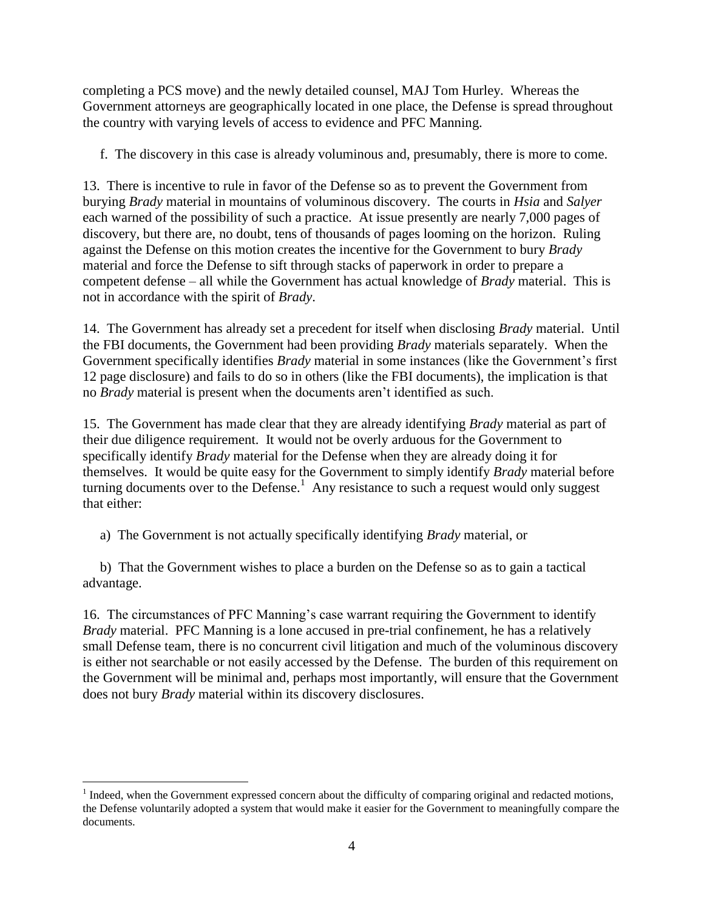completing a PCS move) and the newly detailed counsel, MAJ Tom Hurley. Whereas the Government attorneys are geographically located in one place, the Defense is spread throughout the country with varying levels of access to evidence and PFC Manning.

f. The discovery in this case is already voluminous and, presumably, there is more to come.

13. There is incentive to rule in favor of the Defense so as to prevent the Government from burying *Brady* material in mountains of voluminous discovery. The courts in *Hsia* and *Salyer* each warned of the possibility of such a practice. At issue presently are nearly 7,000 pages of discovery, but there are, no doubt, tens of thousands of pages looming on the horizon. Ruling against the Defense on this motion creates the incentive for the Government to bury *Brady* material and force the Defense to sift through stacks of paperwork in order to prepare a competent defense – all while the Government has actual knowledge of *Brady* material. This is not in accordance with the spirit of *Brady*.

14. The Government has already set a precedent for itself when disclosing *Brady* material. Until the FBI documents, the Government had been providing *Brady* materials separately. When the Government specifically identifies *Brady* material in some instances (like the Government's first 12 page disclosure) and fails to do so in others (like the FBI documents), the implication is that no *Brady* material is present when the documents aren't identified as such.

15. The Government has made clear that they are already identifying *Brady* material as part of their due diligence requirement. It would not be overly arduous for the Government to specifically identify *Brady* material for the Defense when they are already doing it for themselves. It would be quite easy for the Government to simply identify *Brady* material before turning documents over to the Defense.[1] Any resistance to such a request would only suggest that either:

a) The Government is not actually specifically identifying *Brady* material, or

b) That the Government wishes to place a burden on the Defense so as to gain a tactical advantage.

16. The circumstances of PFC Manning's case warrant requiring the Government to identify *Brady* material. PFC Manning is a lone accused in pre-trial confinement, he has a relatively small Defense team, there is no concurrent civil litigation and much of the voluminous discovery is either not searchable or not easily accessed by the Defense. The burden of this requirement on the Government will be minimal and, perhaps most importantly, will ensure that the Government does not bury *Brady* material within its discovery disclosures.

[1] Indeed, when the Government expressed concern about the difficulty of comparing original and redacted motions, the Defense voluntarily adopted a system that would make it easier for the Government to meaningfully compare the documents.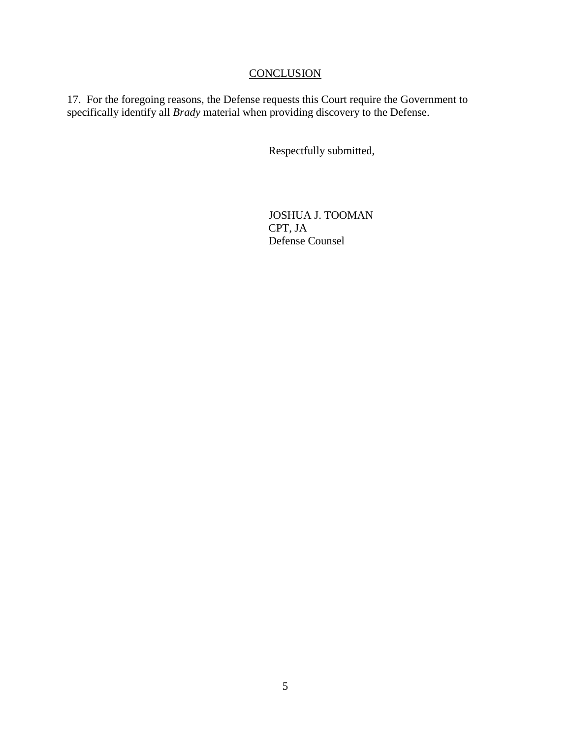## CONCLUSION

17. For the foregoing reasons, the Defense requests this Court require the Government to specifically identify all *Brady* material when providing discovery to the Defense.

Respectfully submitted,

JOSHUA J. TOOMAN
CPT, JA
Defense Counsel